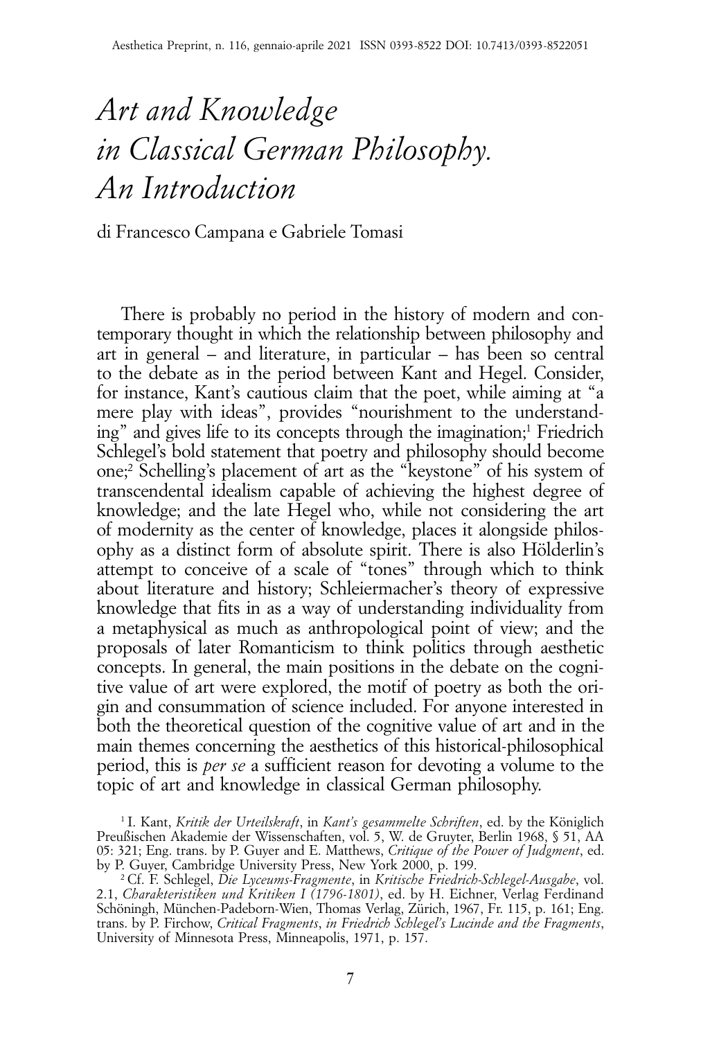# *Art and Knowledge in Classical German Philosophy. An Introduction*

di Francesco Campana e Gabriele Tomasi

There is probably no period in the history of modern and contemporary thought in which the relationship between philosophy and art in general – and literature, in particular – has been so central to the debate as in the period between Kant and Hegel. Consider, for instance, Kant's cautious claim that the poet, while aiming at "a mere play with ideas", provides "nourishment to the understanding" and gives life to its concepts through the imagination;[1] Friedrich Schlegel's bold statement that poetry and philosophy should become one;[2] Schelling's placement of art as the "keystone" of his system of transcendental idealism capable of achieving the highest degree of knowledge; and the late Hegel who, while not considering the art of modernity as the center of knowledge, places it alongside philosophy as a distinct form of absolute spirit. There is also Hölderlin's attempt to conceive of a scale of "tones" through which to think about literature and history; Schleiermacher's theory of expressive knowledge that fits in as a way of understanding individuality from a metaphysical as much as anthropological point of view; and the proposals of later Romanticism to think politics through aesthetic concepts. In general, the main positions in the debate on the cognitive value of art were explored, the motif of poetry as both the origin and consummation of science included. For anyone interested in both the theoretical question of the cognitive value of art and in the main themes concerning the aesthetics of this historical-philosophical period, this is *per se* a sufficient reason for devoting a volume to the topic of art and knowledge in classical German philosophy.

[1] I. Kant, *Kritik der Urteilskraft*, in *Kant's gesammelte Schriften*, ed. by the Königlich Preußischen Akademie der Wissenschaften, vol. 5, W. de Gruyter, Berlin 1968, § 51, AA 05: 321; Eng. trans. by P. Guyer and E. Matthews, *Critique of the Power of Judgment*, ed. by P. Guyer, Cambridge University Press, New York 2000, p. 199.

[2] Cf. F. Schlegel, *Die Lyceums-Fragmente*, in *Kritische Friedrich-Schlegel-Ausgabe*, vol. 2.1, *Charakteristiken und Kritiken I (1796-1801)*, ed. by H. Eichner, Verlag Ferdinand Schöningh, München-Padeborn-Wien, Thomas Verlag, Zürich, 1967, Fr. 115, p. 161; Eng. trans. by P. Firchow, *Critical Fragments*, *in Friedrich Schlegel's Lucinde and the Fragments*, University of Minnesota Press, Minneapolis, 1971, p. 157.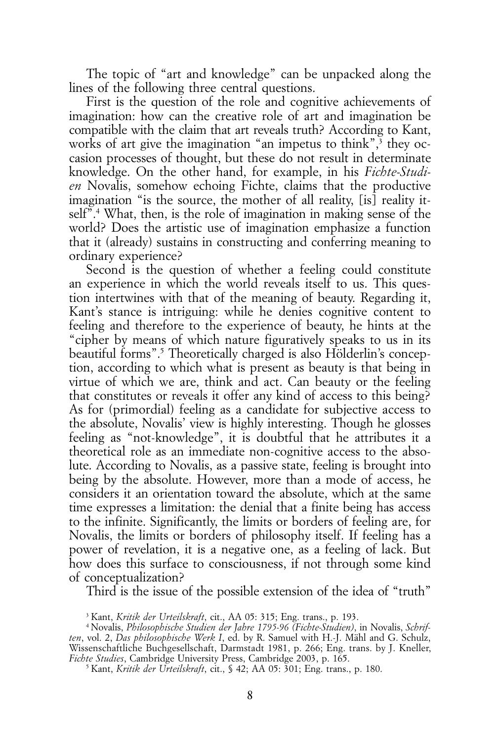The topic of "art and knowledge" can be unpacked along the lines of the following three central questions.

First is the question of the role and cognitive achievements of imagination: how can the creative role of art and imagination be compatible with the claim that art reveals truth? According to Kant, works of art give the imagination "an impetus to think",[3] they occasion processes of thought, but these do not result in determinate knowledge. On the other hand, for example, in his *Fichte-Studien* Novalis, somehow echoing Fichte, claims that the productive imagination "is the source, the mother of all reality, [is] reality itself".[4] What, then, is the role of imagination in making sense of the world? Does the artistic use of imagination emphasize a function that it (already) sustains in constructing and conferring meaning to ordinary experience?

Second is the question of whether a feeling could constitute an experience in which the world reveals itself to us. This question intertwines with that of the meaning of beauty. Regarding it, Kant's stance is intriguing: while he denies cognitive content to feeling and therefore to the experience of beauty, he hints at the "cipher by means of which nature figuratively speaks to us in its beautiful forms".[5] Theoretically charged is also Hölderlin's conception, according to which what is present as beauty is that being in virtue of which we are, think and act. Can beauty or the feeling that constitutes or reveals it offer any kind of access to this being? As for (primordial) feeling as a candidate for subjective access to the absolute, Novalis' view is highly interesting. Though he glosses feeling as "not-knowledge", it is doubtful that he attributes it a theoretical role as an immediate non-cognitive access to the absolute. According to Novalis, as a passive state, feeling is brought into being by the absolute. However, more than a mode of access, he considers it an orientation toward the absolute, which at the same time expresses a limitation: the denial that a finite being has access to the infinite. Significantly, the limits or borders of feeling are, for Novalis, the limits or borders of philosophy itself. If feeling has a power of revelation, it is a negative one, as a feeling of lack. But how does this surface to consciousness, if not through some kind of conceptualization?

Third is the issue of the possible extension of the idea of "truth"

[3] Kant, *Kritik der Urteilskraft*, cit., AA 05: 315; Eng. trans., p. 193.

[4] Novalis, *Philosophische Studien der Jahre 1795-96 (Fichte-Studien)*, in Novalis, *Schriften*, vol. 2, *Das philosophische Werk I*, ed. by R. Samuel with H.-J. Mähl and G. Schulz, Wissenschaftliche Buchgesellschaft, Darmstadt 1981, p. 266; Eng. trans. by J. Kneller, *Fichte Studies*, Cambridge University Press, Cambridge 2003, p. 165.

[5] Kant, *Kritik der Urteilskraft*, cit., § 42; AA 05: 301; Eng. trans., p. 180.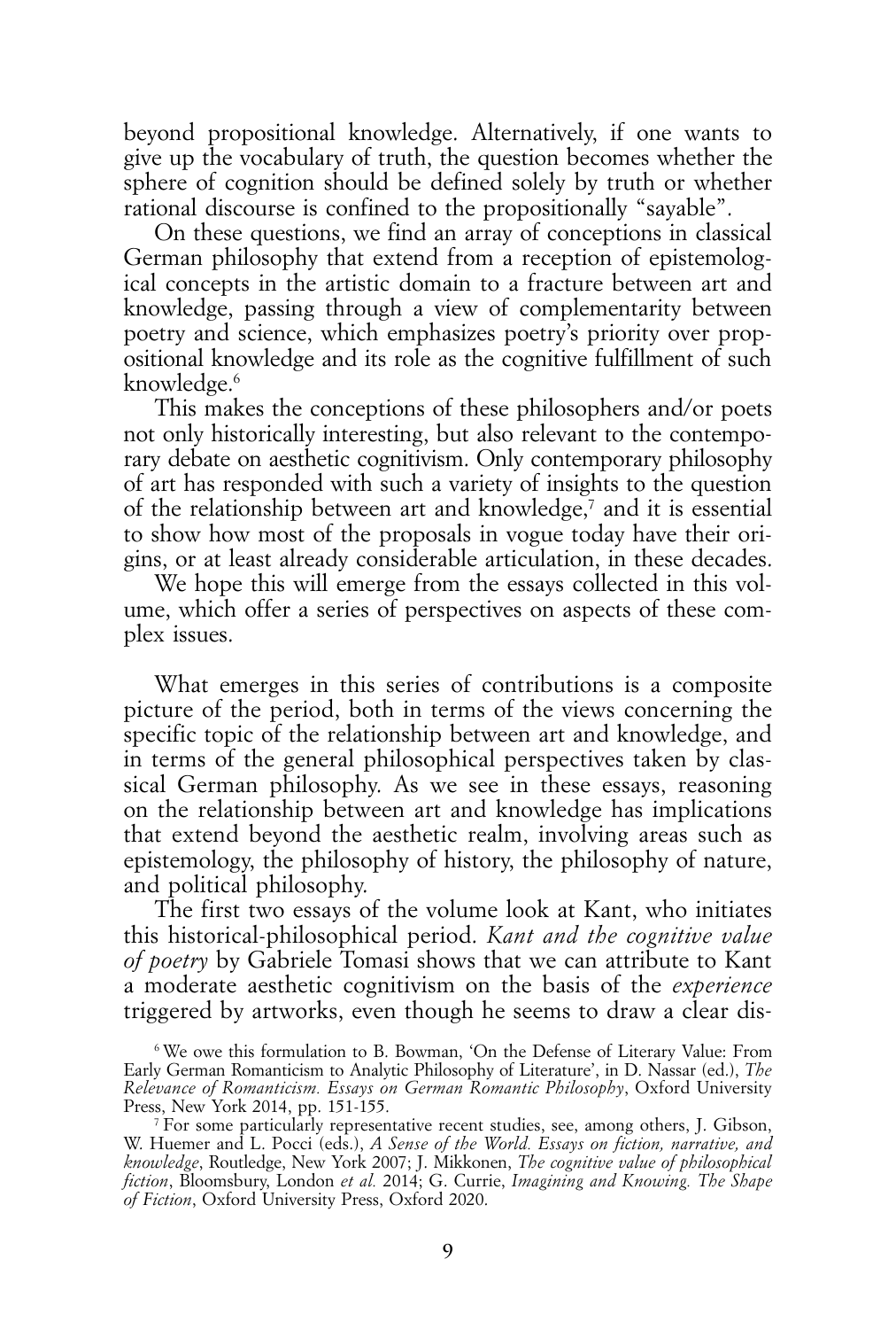beyond propositional knowledge. Alternatively, if one wants to give up the vocabulary of truth, the question becomes whether the sphere of cognition should be defined solely by truth or whether rational discourse is confined to the propositionally "sayable".

On these questions, we find an array of conceptions in classical German philosophy that extend from a reception of epistemological concepts in the artistic domain to a fracture between art and knowledge, passing through a view of complementarity between poetry and science, which emphasizes poetry's priority over propositional knowledge and its role as the cognitive fulfillment of such knowledge.[6]

This makes the conceptions of these philosophers and/or poets not only historically interesting, but also relevant to the contemporary debate on aesthetic cognitivism. Only contemporary philosophy of art has responded with such a variety of insights to the question of the relationship between art and knowledge,[7] and it is essential to show how most of the proposals in vogue today have their origins, or at least already considerable articulation, in these decades.

We hope this will emerge from the essays collected in this volume, which offer a series of perspectives on aspects of these complex issues.

What emerges in this series of contributions is a composite picture of the period, both in terms of the views concerning the specific topic of the relationship between art and knowledge, and in terms of the general philosophical perspectives taken by classical German philosophy. As we see in these essays, reasoning on the relationship between art and knowledge has implications that extend beyond the aesthetic realm, involving areas such as epistemology, the philosophy of history, the philosophy of nature, and political philosophy.

The first two essays of the volume look at Kant, who initiates this historical-philosophical period. *Kant and the cognitive value of poetry* by Gabriele Tomasi shows that we can attribute to Kant a moderate aesthetic cognitivism on the basis of the *experience* triggered by artworks, even though he seems to draw a clear dis-

[6] We owe this formulation to B. Bowman, 'On the Defense of Literary Value: From Early German Romanticism to Analytic Philosophy of Literature', in D. Nassar (ed.), *The Relevance of Romanticism. Essays on German Romantic Philosophy*, Oxford University Press, New York 2014, pp. 151-155.

[7] For some particularly representative recent studies, see, among others, J. Gibson, W. Huemer and L. Pocci (eds.), *A Sense of the World. Essays on fiction, narrative, and knowledge*, Routledge, New York 2007; J. Mikkonen, *The cognitive value of philosophical fiction*, Bloomsbury, London *et al.* 2014; G. Currie, *Imagining and Knowing. The Shape of Fiction*, Oxford University Press, Oxford 2020.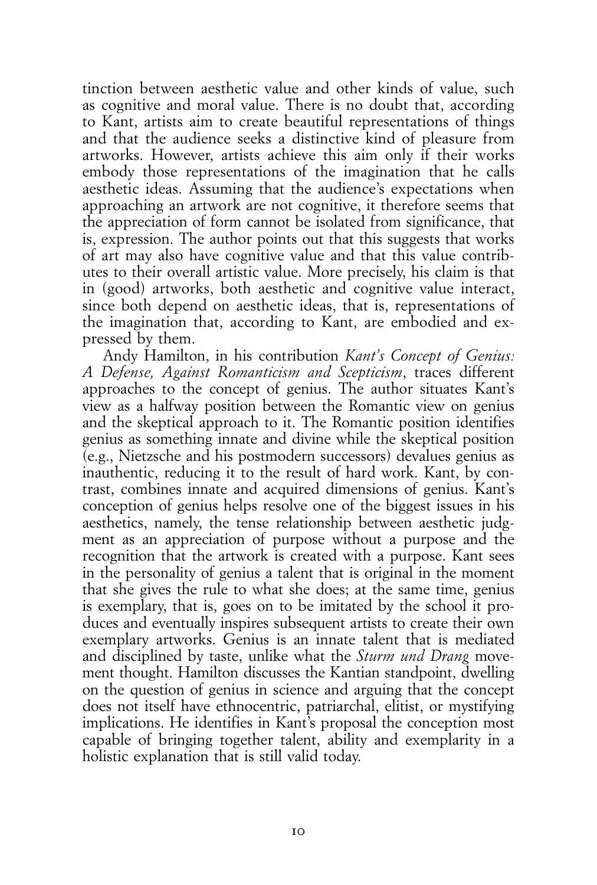tinction between aesthetic value and other kinds of value, such as cognitive and moral value. There is no doubt that, according to Kant, artists aim to create beautiful representations of things and that the audience seeks a distinctive kind of pleasure from artworks. However, artists achieve this aim only if their works embody those representations of the imagination that he calls aesthetic ideas. Assuming that the audience's expectations when approaching an artwork are not cognitive, it therefore seems that the appreciation of form cannot be isolated from significance, that is, expression. The author points out that this suggests that works of art may also have cognitive value and that this value contributes to their overall artistic value. More precisely, his claim is that in (good) artworks, both aesthetic and cognitive value interact, since both depend on aesthetic ideas, that is, representations of the imagination that, according to Kant, are embodied and expressed by them.

Andy Hamilton, in his contribution *Kant's Concept of Genius: A Defense, Against Romanticism and Scepticism*, traces different approaches to the concept of genius. The author situates Kant's view as a halfway position between the Romantic view on genius and the skeptical approach to it. The Romantic position identifies genius as something innate and divine while the skeptical position (e.g., Nietzsche and his postmodern successors) devalues genius as inauthentic, reducing it to the result of hard work. Kant, by contrast, combines innate and acquired dimensions of genius. Kant's conception of genius helps resolve one of the biggest issues in his aesthetics, namely, the tense relationship between aesthetic judgment as an appreciation of purpose without a purpose and the recognition that the artwork is created with a purpose. Kant sees in the personality of genius a talent that is original in the moment that she gives the rule to what she does; at the same time, genius is exemplary, that is, goes on to be imitated by the school it produces and eventually inspires subsequent artists to create their own exemplary artworks. Genius is an innate talent that is mediated and disciplined by taste, unlike what the *Sturm und Drang* movement thought. Hamilton discusses the Kantian standpoint, dwelling on the question of genius in science and arguing that the concept does not itself have ethnocentric, patriarchal, elitist, or mystifying implications. He identifies in Kant's proposal the conception most capable of bringing together talent, ability and exemplarity in a holistic explanation that is still valid today.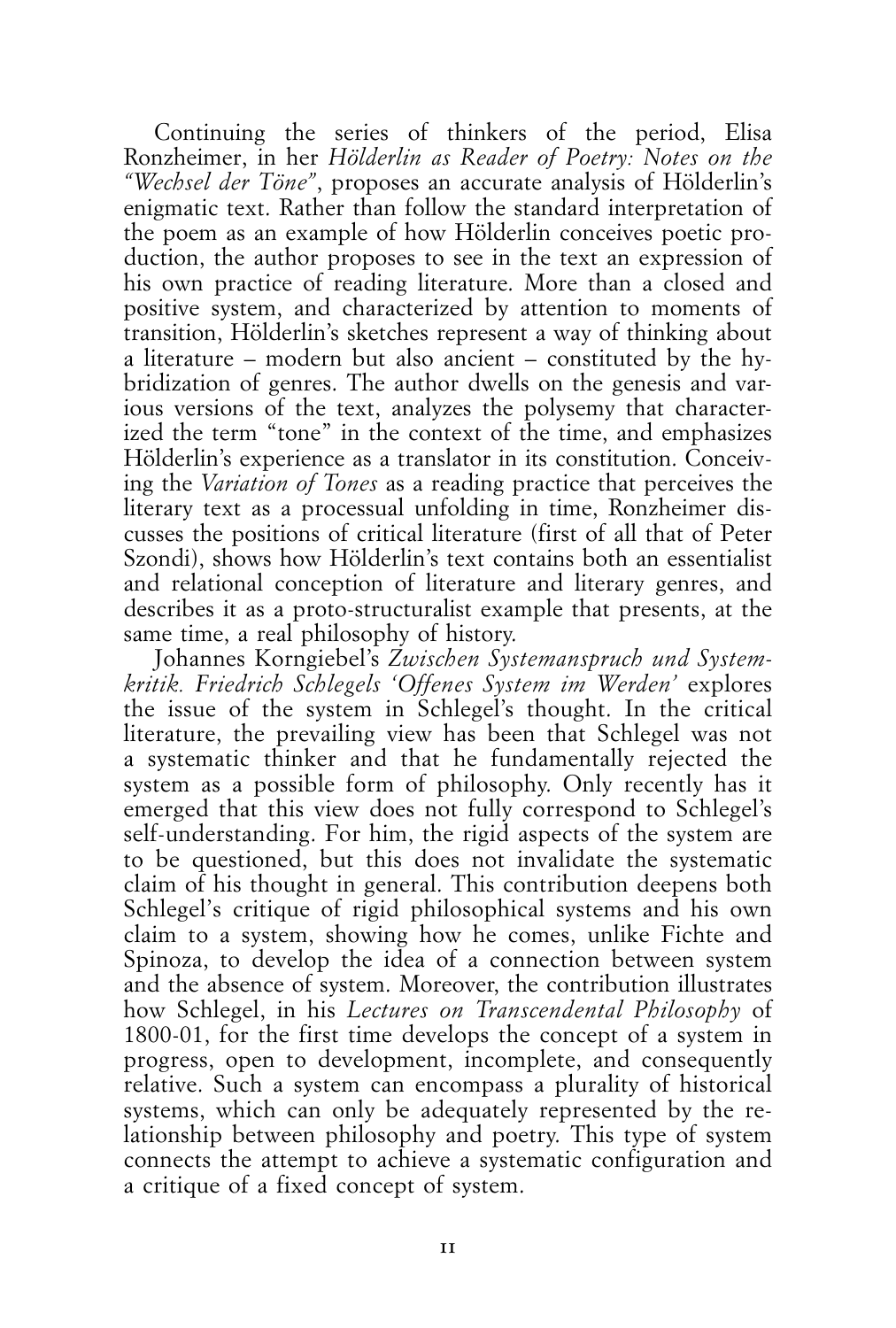Continuing the series of thinkers of the period, Elisa Ronzheimer, in her *Hölderlin as Reader of Poetry: Notes on the "Wechsel der Töne"*, proposes an accurate analysis of Hölderlin's enigmatic text. Rather than follow the standard interpretation of the poem as an example of how Hölderlin conceives poetic production, the author proposes to see in the text an expression of his own practice of reading literature. More than a closed and positive system, and characterized by attention to moments of transition, Hölderlin's sketches represent a way of thinking about a literature – modern but also ancient – constituted by the hybridization of genres. The author dwells on the genesis and various versions of the text, analyzes the polysemy that characterized the term "tone" in the context of the time, and emphasizes Hölderlin's experience as a translator in its constitution. Conceiving the *Variation of Tones* as a reading practice that perceives the literary text as a processual unfolding in time, Ronzheimer discusses the positions of critical literature (first of all that of Peter Szondi), shows how Hölderlin's text contains both an essentialist and relational conception of literature and literary genres, and describes it as a proto-structuralist example that presents, at the same time, a real philosophy of history.

Johannes Korngiebel's *Zwischen Systemanspruch und Systemkritik. Friedrich Schlegels 'Offenes System im Werden'* explores the issue of the system in Schlegel's thought. In the critical literature, the prevailing view has been that Schlegel was not a systematic thinker and that he fundamentally rejected the system as a possible form of philosophy. Only recently has it emerged that this view does not fully correspond to Schlegel's self-understanding. For him, the rigid aspects of the system are to be questioned, but this does not invalidate the systematic claim of his thought in general. This contribution deepens both Schlegel's critique of rigid philosophical systems and his own claim to a system, showing how he comes, unlike Fichte and Spinoza, to develop the idea of a connection between system and the absence of system. Moreover, the contribution illustrates how Schlegel, in his *Lectures on Transcendental Philosophy* of 1800-01, for the first time develops the concept of a system in progress, open to development, incomplete, and consequently relative. Such a system can encompass a plurality of historical systems, which can only be adequately represented by the relationship between philosophy and poetry. This type of system connects the attempt to achieve a systematic configuration and a critique of a fixed concept of system.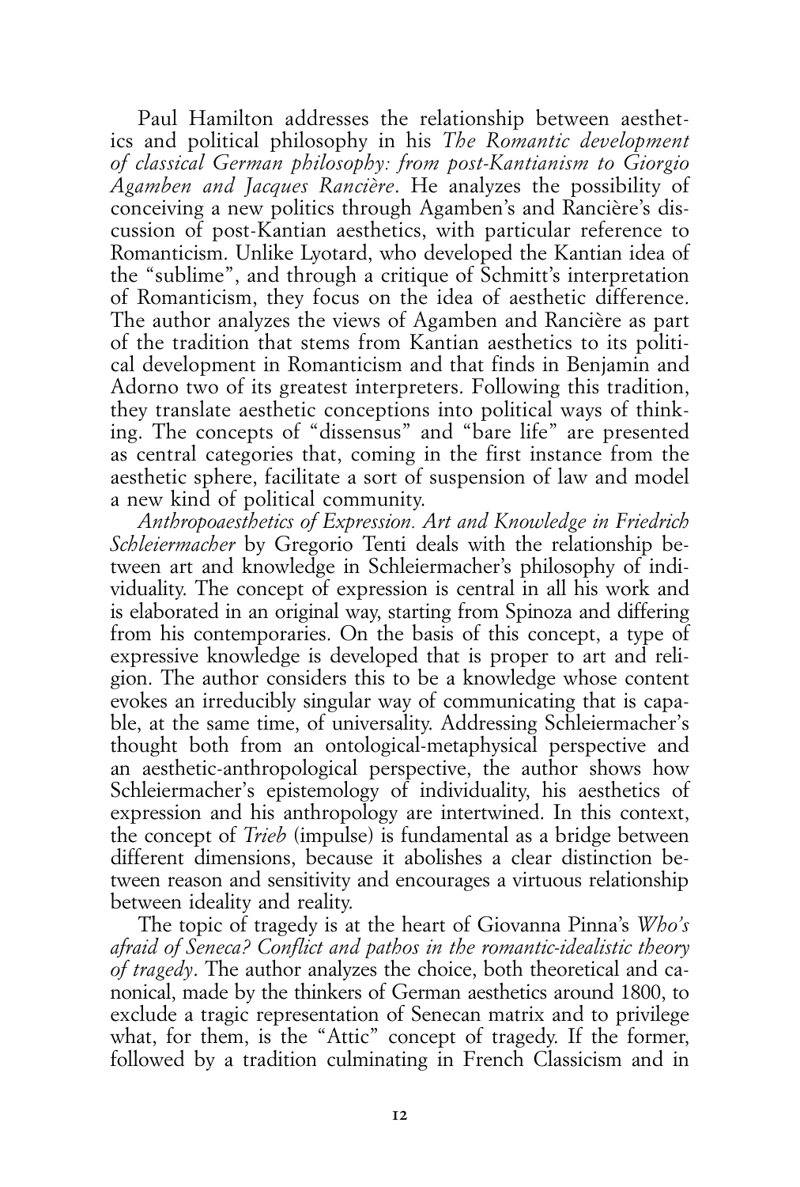Paul Hamilton addresses the relationship between aesthetics and political philosophy in his *The Romantic development of classical German philosophy: from post-Kantianism to Giorgio Agamben and Jacques Rancière*. He analyzes the possibility of conceiving a new politics through Agamben's and Rancière's discussion of post-Kantian aesthetics, with particular reference to Romanticism. Unlike Lyotard, who developed the Kantian idea of the "sublime", and through a critique of Schmitt's interpretation of Romanticism, they focus on the idea of aesthetic difference. The author analyzes the views of Agamben and Rancière as part of the tradition that stems from Kantian aesthetics to its political development in Romanticism and that finds in Benjamin and Adorno two of its greatest interpreters. Following this tradition, they translate aesthetic conceptions into political ways of thinking. The concepts of "dissensus" and "bare life" are presented as central categories that, coming in the first instance from the aesthetic sphere, facilitate a sort of suspension of law and model a new kind of political community.

*Anthropoaesthetics of Expression. Art and Knowledge in Friedrich Schleiermacher* by Gregorio Tenti deals with the relationship between art and knowledge in Schleiermacher's philosophy of individuality. The concept of expression is central in all his work and is elaborated in an original way, starting from Spinoza and differing from his contemporaries. On the basis of this concept, a type of expressive knowledge is developed that is proper to art and religion. The author considers this to be a knowledge whose content evokes an irreducibly singular way of communicating that is capable, at the same time, of universality. Addressing Schleiermacher's thought both from an ontological-metaphysical perspective and an aesthetic-anthropological perspective, the author shows how Schleiermacher's epistemology of individuality, his aesthetics of expression and his anthropology are intertwined. In this context, the concept of *Trieb* (impulse) is fundamental as a bridge between different dimensions, because it abolishes a clear distinction between reason and sensitivity and encourages a virtuous relationship between ideality and reality.

The topic of tragedy is at the heart of Giovanna Pinna's *Who's afraid of Seneca? Conflict and pathos in the romantic-idealistic theory of tragedy*. The author analyzes the choice, both theoretical and canonical, made by the thinkers of German aesthetics around 1800, to exclude a tragic representation of Senecan matrix and to privilege what, for them, is the "Attic" concept of tragedy. If the former, followed by a tradition culminating in French Classicism and in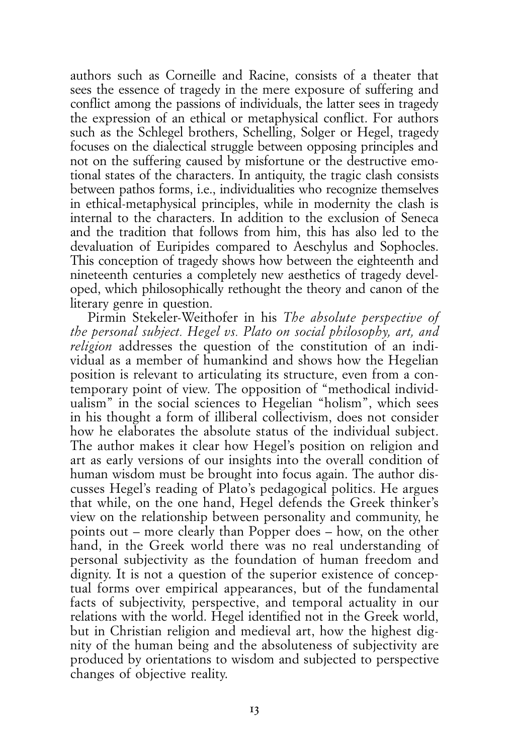authors such as Corneille and Racine, consists of a theater that sees the essence of tragedy in the mere exposure of suffering and conflict among the passions of individuals, the latter sees in tragedy the expression of an ethical or metaphysical conflict. For authors such as the Schlegel brothers, Schelling, Solger or Hegel, tragedy focuses on the dialectical struggle between opposing principles and not on the suffering caused by misfortune or the destructive emotional states of the characters. In antiquity, the tragic clash consists between pathos forms, i.e., individualities who recognize themselves in ethical-metaphysical principles, while in modernity the clash is internal to the characters. In addition to the exclusion of Seneca and the tradition that follows from him, this has also led to the devaluation of Euripides compared to Aeschylus and Sophocles. This conception of tragedy shows how between the eighteenth and nineteenth centuries a completely new aesthetics of tragedy developed, which philosophically rethought the theory and canon of the literary genre in question.

Pirmin Stekeler-Weithofer in his *The absolute perspective of the personal subject. Hegel vs. Plato on social philosophy, art, and religion* addresses the question of the constitution of an individual as a member of humankind and shows how the Hegelian position is relevant to articulating its structure, even from a contemporary point of view. The opposition of "methodical individualism" in the social sciences to Hegelian "holism", which sees in his thought a form of illiberal collectivism, does not consider how he elaborates the absolute status of the individual subject. The author makes it clear how Hegel's position on religion and art as early versions of our insights into the overall condition of human wisdom must be brought into focus again. The author discusses Hegel's reading of Plato's pedagogical politics. He argues that while, on the one hand, Hegel defends the Greek thinker's view on the relationship between personality and community, he points out – more clearly than Popper does – how, on the other hand, in the Greek world there was no real understanding of personal subjectivity as the foundation of human freedom and dignity. It is not a question of the superior existence of conceptual forms over empirical appearances, but of the fundamental facts of subjectivity, perspective, and temporal actuality in our relations with the world. Hegel identified not in the Greek world, but in Christian religion and medieval art, how the highest dignity of the human being and the absoluteness of subjectivity are produced by orientations to wisdom and subjected to perspective changes of objective reality.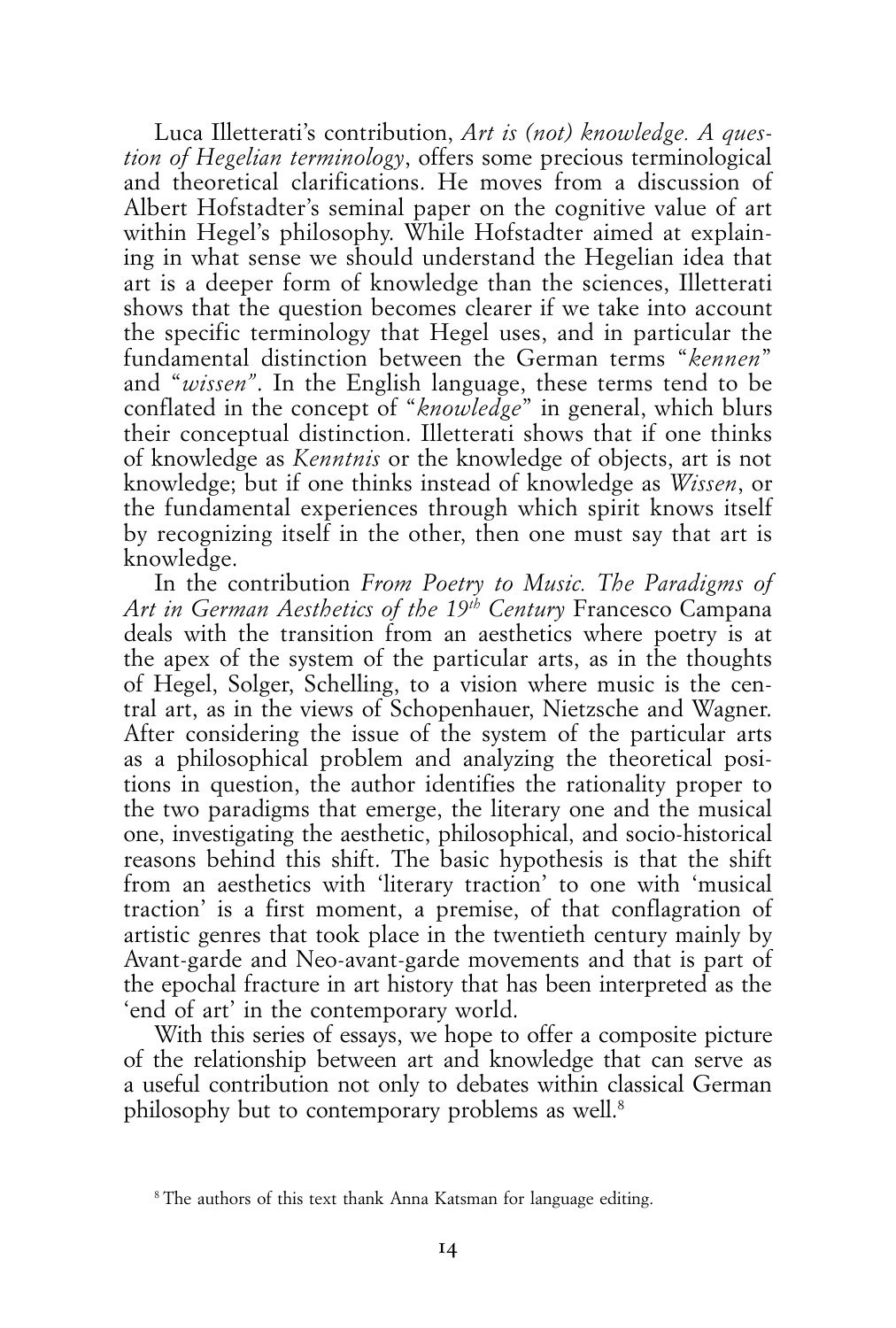Luca Illetterati's contribution, *Art is (not) knowledge. A question of Hegelian terminology*, offers some precious terminological and theoretical clarifications. He moves from a discussion of Albert Hofstadter's seminal paper on the cognitive value of art within Hegel's philosophy. While Hofstadter aimed at explaining in what sense we should understand the Hegelian idea that art is a deeper form of knowledge than the sciences, Illetterati shows that the question becomes clearer if we take into account the specific terminology that Hegel uses, and in particular the fundamental distinction between the German terms "*kennen*" and "*wissen*". In the English language, these terms tend to be conflated in the concept of "*knowledge*" in general, which blurs their conceptual distinction. Illetterati shows that if one thinks of knowledge as *Kenntnis* or the knowledge of objects, art is not knowledge; but if one thinks instead of knowledge as *Wissen*, or the fundamental experiences through which spirit knows itself by recognizing itself in the other, then one must say that art is knowledge.

In the contribution *From Poetry to Music. The Paradigms of Art in German Aesthetics of the 19th Century* Francesco Campana deals with the transition from an aesthetics where poetry is at the apex of the system of the particular arts, as in the thoughts of Hegel, Solger, Schelling, to a vision where music is the central art, as in the views of Schopenhauer, Nietzsche and Wagner. After considering the issue of the system of the particular arts as a philosophical problem and analyzing the theoretical positions in question, the author identifies the rationality proper to the two paradigms that emerge, the literary one and the musical one, investigating the aesthetic, philosophical, and socio-historical reasons behind this shift. The basic hypothesis is that the shift from an aesthetics with 'literary traction' to one with 'musical traction' is a first moment, a premise, of that conflagration of artistic genres that took place in the twentieth century mainly by Avant-garde and Neo-avant-garde movements and that is part of the epochal fracture in art history that has been interpreted as the 'end of art' in the contemporary world.

With this series of essays, we hope to offer a composite picture of the relationship between art and knowledge that can serve as a useful contribution not only to debates within classical German philosophy but to contemporary problems as well.[8]

---

[8] The authors of this text thank Anna Katsman for language editing.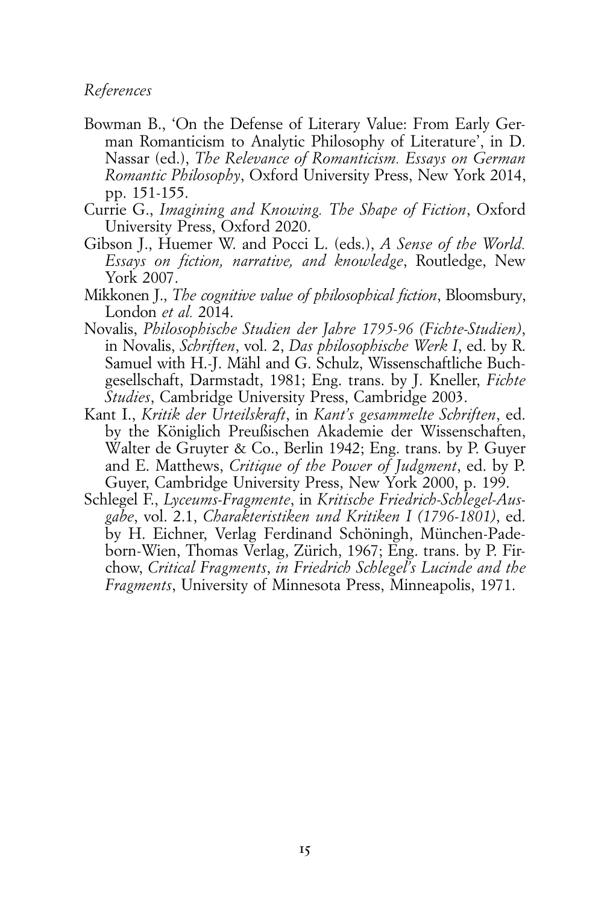*References*

Bowman B., 'On the Defense of Literary Value: From Early German Romanticism to Analytic Philosophy of Literature', in D. Nassar (ed.), *The Relevance of Romanticism. Essays on German Romantic Philosophy*, Oxford University Press, New York 2014, pp. 151-155.

Currie G., *Imagining and Knowing. The Shape of Fiction*, Oxford University Press, Oxford 2020.

Gibson J., Huemer W. and Pocci L. (eds.), *A Sense of the World. Essays on fiction, narrative, and knowledge*, Routledge, New York 2007.

Mikkonen J., *The cognitive value of philosophical fiction*, Bloomsbury, London *et al.* 2014.

Novalis, *Philosophische Studien der Jahre 1795-96 (Fichte-Studien)*, in Novalis, *Schriften*, vol. 2, *Das philosophische Werk I*, ed. by R. Samuel with H.-J. Mähl and G. Schulz, Wissenschaftliche Buchgesellschaft, Darmstadt, 1981; Eng. trans. by J. Kneller, *Fichte Studies*, Cambridge University Press, Cambridge 2003.

Kant I., *Kritik der Urteilskraft*, in *Kant's gesammelte Schriften*, ed. by the Königlich Preußischen Akademie der Wissenschaften, Walter de Gruyter & Co., Berlin 1942; Eng. trans. by P. Guyer and E. Matthews, *Critique of the Power of Judgment*, ed. by P. Guyer, Cambridge University Press, New York 2000, p. 199.

Schlegel F., *Lyceums-Fragmente*, in *Kritische Friedrich-Schlegel-Ausgabe*, vol. 2.1, *Charakteristiken und Kritiken I (1796-1801)*, ed. by H. Eichner, Verlag Ferdinand Schöningh, München-Padeborn-Wien, Thomas Verlag, Zürich, 1967; Eng. trans. by P. Firchow, *Critical Fragments*, *in Friedrich Schlegel's Lucinde and the Fragments*, University of Minnesota Press, Minneapolis, 1971.